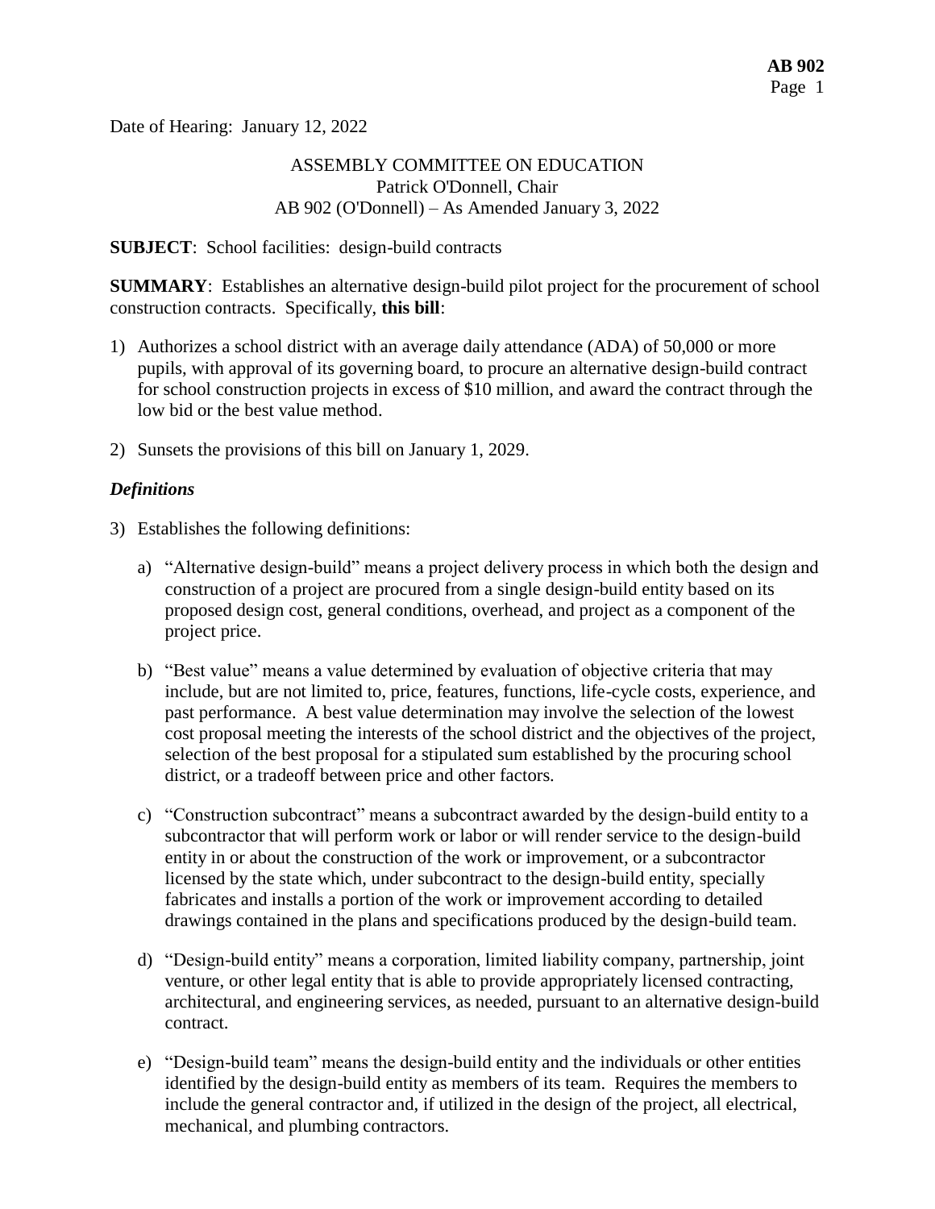Date of Hearing: January 12, 2022

ASSEMBLY COMMITTEE ON EDUCATION
Patrick O'Donnell, Chair
AB 902 (O'Donnell) – As Amended January 3, 2022

**SUBJECT**: School facilities: design-build contracts

**SUMMARY**: Establishes an alternative design-build pilot project for the procurement of school construction contracts. Specifically, **this bill**:

1) Authorizes a school district with an average daily attendance (ADA) of 50,000 or more pupils, with approval of its governing board, to procure an alternative design-build contract for school construction projects in excess of $10 million, and award the contract through the low bid or the best value method.

2) Sunsets the provisions of this bill on January 1, 2029.

***Definitions***

3) Establishes the following definitions:

   a) "Alternative design-build" means a project delivery process in which both the design and construction of a project are procured from a single design-build entity based on its proposed design cost, general conditions, overhead, and project as a component of the project price.

   b) "Best value" means a value determined by evaluation of objective criteria that may include, but are not limited to, price, features, functions, life-cycle costs, experience, and past performance. A best value determination may involve the selection of the lowest cost proposal meeting the interests of the school district and the objectives of the project, selection of the best proposal for a stipulated sum established by the procuring school district, or a tradeoff between price and other factors.

   c) "Construction subcontract" means a subcontract awarded by the design-build entity to a subcontractor that will perform work or labor or will render service to the design-build entity in or about the construction of the work or improvement, or a subcontractor licensed by the state which, under subcontract to the design-build entity, specially fabricates and installs a portion of the work or improvement according to detailed drawings contained in the plans and specifications produced by the design-build team.

   d) "Design-build entity" means a corporation, limited liability company, partnership, joint venture, or other legal entity that is able to provide appropriately licensed contracting, architectural, and engineering services, as needed, pursuant to an alternative design-build contract.

   e) "Design-build team" means the design-build entity and the individuals or other entities identified by the design-build entity as members of its team. Requires the members to include the general contractor and, if utilized in the design of the project, all electrical, mechanical, and plumbing contractors.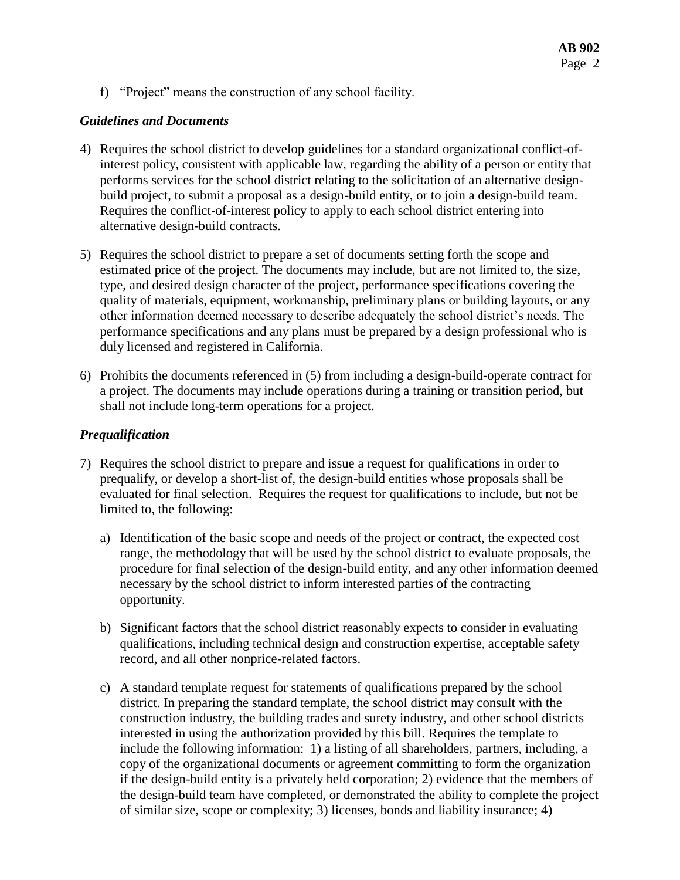f) "Project" means the construction of any school facility.

### *Guidelines and Documents*

4) Requires the school district to develop guidelines for a standard organizational conflict-of-interest policy, consistent with applicable law, regarding the ability of a person or entity that performs services for the school district relating to the solicitation of an alternative design-build project, to submit a proposal as a design-build entity, or to join a design-build team. Requires the conflict-of-interest policy to apply to each school district entering into alternative design-build contracts.

5) Requires the school district to prepare a set of documents setting forth the scope and estimated price of the project. The documents may include, but are not limited to, the size, type, and desired design character of the project, performance specifications covering the quality of materials, equipment, workmanship, preliminary plans or building layouts, or any other information deemed necessary to describe adequately the school district's needs. The performance specifications and any plans must be prepared by a design professional who is duly licensed and registered in California.

6) Prohibits the documents referenced in (5) from including a design-build-operate contract for a project. The documents may include operations during a training or transition period, but shall not include long-term operations for a project.

### *Prequalification*

7) Requires the school district to prepare and issue a request for qualifications in order to prequalify, or develop a short-list of, the design-build entities whose proposals shall be evaluated for final selection. Requires the request for qualifications to include, but not be limited to, the following:

   a) Identification of the basic scope and needs of the project or contract, the expected cost range, the methodology that will be used by the school district to evaluate proposals, the procedure for final selection of the design-build entity, and any other information deemed necessary by the school district to inform interested parties of the contracting opportunity.

   b) Significant factors that the school district reasonably expects to consider in evaluating qualifications, including technical design and construction expertise, acceptable safety record, and all other nonprice-related factors.

   c) A standard template request for statements of qualifications prepared by the school district. In preparing the standard template, the school district may consult with the construction industry, the building trades and surety industry, and other school districts interested in using the authorization provided by this bill. Requires the template to include the following information: 1) a listing of all shareholders, partners, including, a copy of the organizational documents or agreement committing to form the organization if the design-build entity is a privately held corporation; 2) evidence that the members of the design-build team have completed, or demonstrated the ability to complete the project of similar size, scope or complexity; 3) licenses, bonds and liability insurance; 4)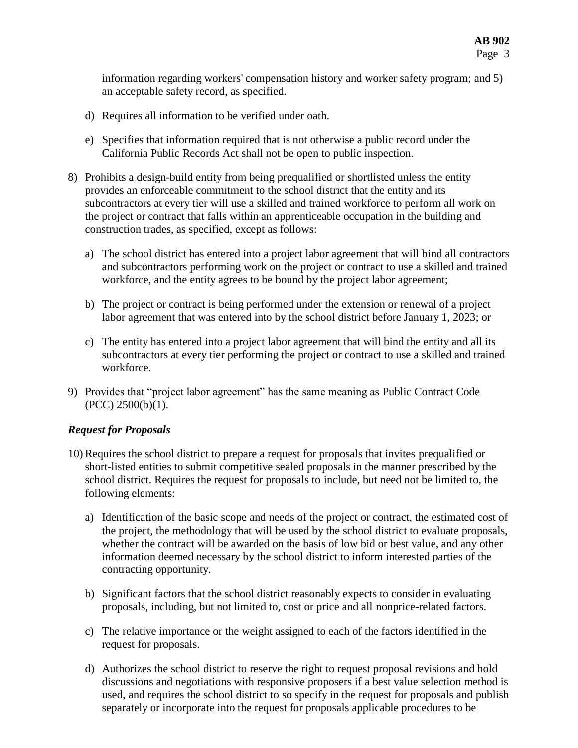information regarding workers' compensation history and worker safety program; and 5) an acceptable safety record, as specified.

d) Requires all information to be verified under oath.

e) Specifies that information required that is not otherwise a public record under the California Public Records Act shall not be open to public inspection.

8) Prohibits a design-build entity from being prequalified or shortlisted unless the entity provides an enforceable commitment to the school district that the entity and its subcontractors at every tier will use a skilled and trained workforce to perform all work on the project or contract that falls within an apprenticeable occupation in the building and construction trades, as specified, except as follows:

   a) The school district has entered into a project labor agreement that will bind all contractors and subcontractors performing work on the project or contract to use a skilled and trained workforce, and the entity agrees to be bound by the project labor agreement;

   b) The project or contract is being performed under the extension or renewal of a project labor agreement that was entered into by the school district before January 1, 2023; or

   c) The entity has entered into a project labor agreement that will bind the entity and all its subcontractors at every tier performing the project or contract to use a skilled and trained workforce.

9) Provides that "project labor agreement" has the same meaning as Public Contract Code (PCC) 2500(b)(1).

***Request for Proposals***

10) Requires the school district to prepare a request for proposals that invites prequalified or short-listed entities to submit competitive sealed proposals in the manner prescribed by the school district. Requires the request for proposals to include, but need not be limited to, the following elements:

   a) Identification of the basic scope and needs of the project or contract, the estimated cost of the project, the methodology that will be used by the school district to evaluate proposals, whether the contract will be awarded on the basis of low bid or best value, and any other information deemed necessary by the school district to inform interested parties of the contracting opportunity.

   b) Significant factors that the school district reasonably expects to consider in evaluating proposals, including, but not limited to, cost or price and all nonprice-related factors.

   c) The relative importance or the weight assigned to each of the factors identified in the request for proposals.

   d) Authorizes the school district to reserve the right to request proposal revisions and hold discussions and negotiations with responsive proposers if a best value selection method is used, and requires the school district to so specify in the request for proposals and publish separately or incorporate into the request for proposals applicable procedures to be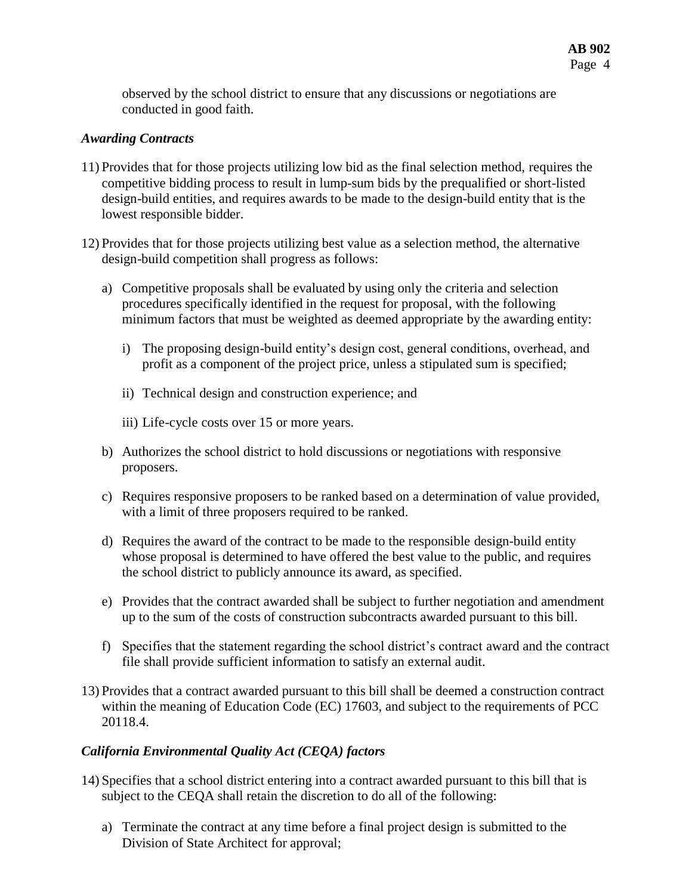observed by the school district to ensure that any discussions or negotiations are conducted in good faith.

### *Awarding Contracts*

11) Provides that for those projects utilizing low bid as the final selection method, requires the competitive bidding process to result in lump-sum bids by the prequalified or short-listed design-build entities, and requires awards to be made to the design-build entity that is the lowest responsible bidder.

12) Provides that for those projects utilizing best value as a selection method, the alternative design-build competition shall progress as follows:

    a) Competitive proposals shall be evaluated by using only the criteria and selection procedures specifically identified in the request for proposal, with the following minimum factors that must be weighted as deemed appropriate by the awarding entity:

        i) The proposing design-build entity's design cost, general conditions, overhead, and profit as a component of the project price, unless a stipulated sum is specified;

        ii) Technical design and construction experience; and

        iii) Life-cycle costs over 15 or more years.

    b) Authorizes the school district to hold discussions or negotiations with responsive proposers.

    c) Requires responsive proposers to be ranked based on a determination of value provided, with a limit of three proposers required to be ranked.

    d) Requires the award of the contract to be made to the responsible design-build entity whose proposal is determined to have offered the best value to the public, and requires the school district to publicly announce its award, as specified.

    e) Provides that the contract awarded shall be subject to further negotiation and amendment up to the sum of the costs of construction subcontracts awarded pursuant to this bill.

    f) Specifies that the statement regarding the school district's contract award and the contract file shall provide sufficient information to satisfy an external audit.

13) Provides that a contract awarded pursuant to this bill shall be deemed a construction contract within the meaning of Education Code (EC) 17603, and subject to the requirements of PCC 20118.4.

### *California Environmental Quality Act (CEQA) factors*

14) Specifies that a school district entering into a contract awarded pursuant to this bill that is subject to the CEQA shall retain the discretion to do all of the following:

    a) Terminate the contract at any time before a final project design is submitted to the Division of State Architect for approval;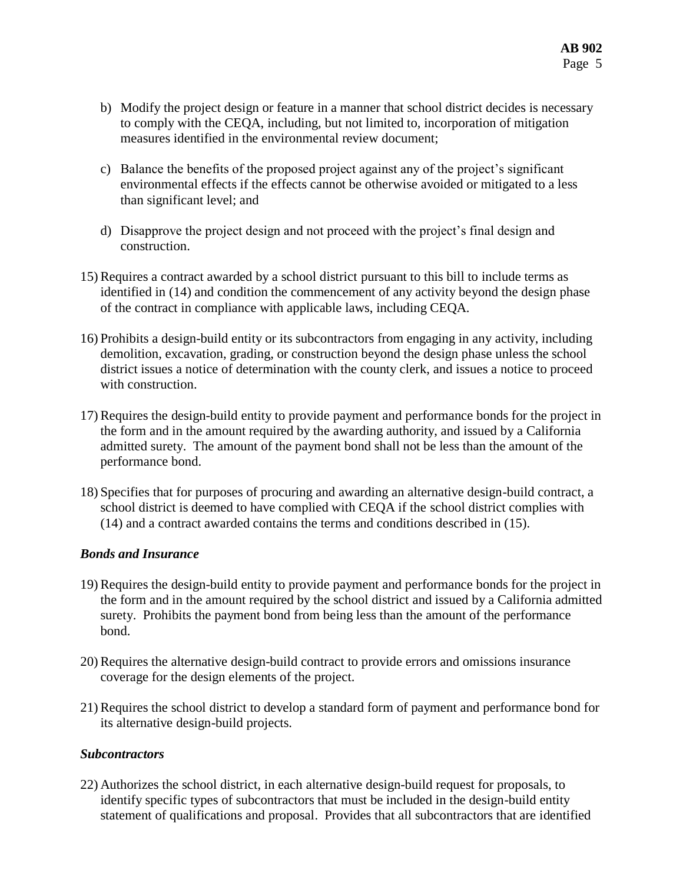b) Modify the project design or feature in a manner that school district decides is necessary to comply with the CEQA, including, but not limited to, incorporation of mitigation measures identified in the environmental review document;

c) Balance the benefits of the proposed project against any of the project's significant environmental effects if the effects cannot be otherwise avoided or mitigated to a less than significant level; and

d) Disapprove the project design and not proceed with the project's final design and construction.

15) Requires a contract awarded by a school district pursuant to this bill to include terms as identified in (14) and condition the commencement of any activity beyond the design phase of the contract in compliance with applicable laws, including CEQA.

16) Prohibits a design-build entity or its subcontractors from engaging in any activity, including demolition, excavation, grading, or construction beyond the design phase unless the school district issues a notice of determination with the county clerk, and issues a notice to proceed with construction.

17) Requires the design-build entity to provide payment and performance bonds for the project in the form and in the amount required by the awarding authority, and issued by a California admitted surety. The amount of the payment bond shall not be less than the amount of the performance bond.

18) Specifies that for purposes of procuring and awarding an alternative design-build contract, a school district is deemed to have complied with CEQA if the school district complies with (14) and a contract awarded contains the terms and conditions described in (15).

***Bonds and Insurance***

19) Requires the design-build entity to provide payment and performance bonds for the project in the form and in the amount required by the school district and issued by a California admitted surety. Prohibits the payment bond from being less than the amount of the performance bond.

20) Requires the alternative design-build contract to provide errors and omissions insurance coverage for the design elements of the project.

21) Requires the school district to develop a standard form of payment and performance bond for its alternative design-build projects.

***Subcontractors***

22) Authorizes the school district, in each alternative design-build request for proposals, to identify specific types of subcontractors that must be included in the design-build entity statement of qualifications and proposal. Provides that all subcontractors that are identified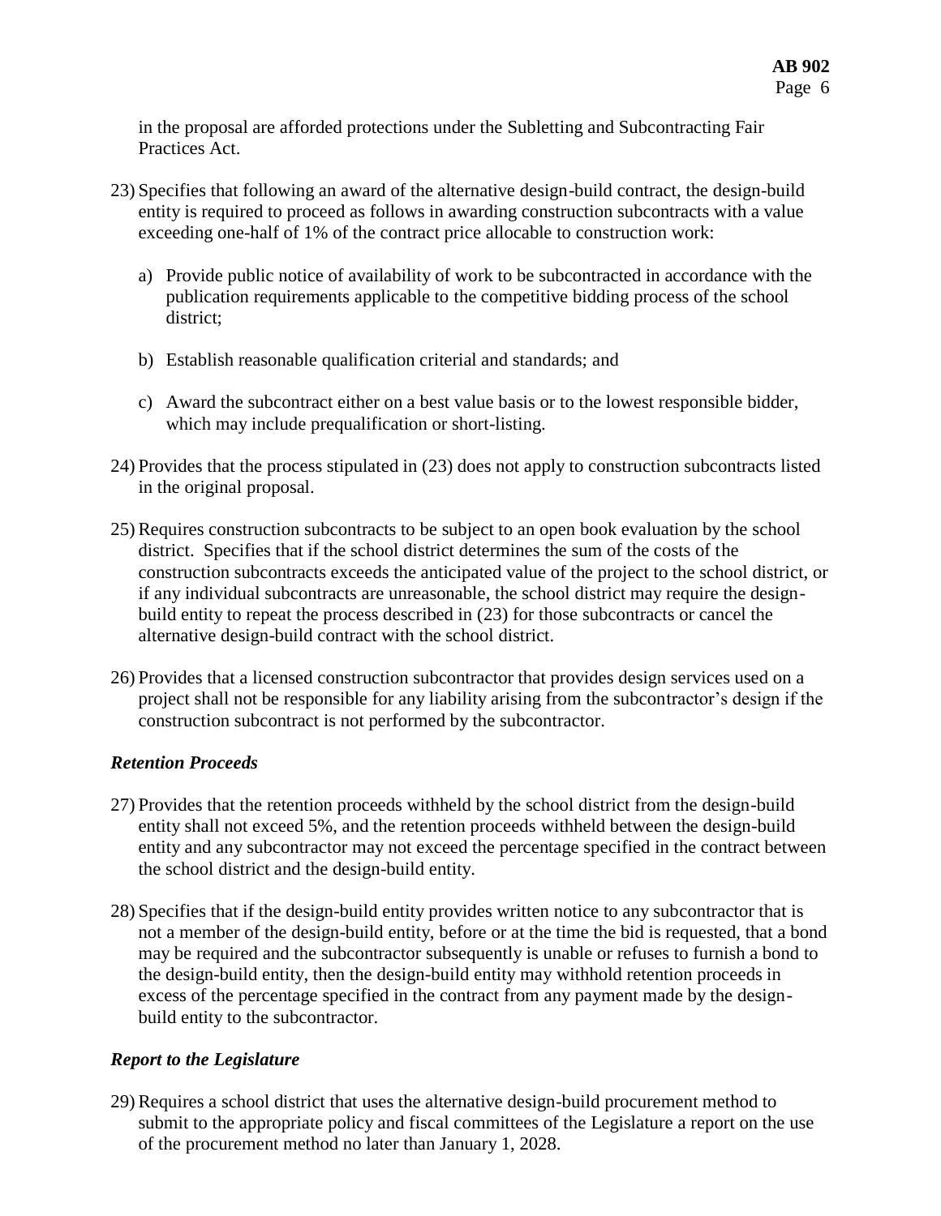in the proposal are afforded protections under the Subletting and Subcontracting Fair Practices Act.

23) Specifies that following an award of the alternative design-build contract, the design-build entity is required to proceed as follows in awarding construction subcontracts with a value exceeding one-half of 1% of the contract price allocable to construction work:

    a) Provide public notice of availability of work to be subcontracted in accordance with the publication requirements applicable to the competitive bidding process of the school district;

    b) Establish reasonable qualification criterial and standards; and

    c) Award the subcontract either on a best value basis or to the lowest responsible bidder, which may include prequalification or short-listing.

24) Provides that the process stipulated in (23) does not apply to construction subcontracts listed in the original proposal.

25) Requires construction subcontracts to be subject to an open book evaluation by the school district. Specifies that if the school district determines the sum of the costs of the construction subcontracts exceeds the anticipated value of the project to the school district, or if any individual subcontracts are unreasonable, the school district may require the design-build entity to repeat the process described in (23) for those subcontracts or cancel the alternative design-build contract with the school district.

26) Provides that a licensed construction subcontractor that provides design services used on a project shall not be responsible for any liability arising from the subcontractor's design if the construction subcontract is not performed by the subcontractor.

### *Retention Proceeds*

27) Provides that the retention proceeds withheld by the school district from the design-build entity shall not exceed 5%, and the retention proceeds withheld between the design-build entity and any subcontractor may not exceed the percentage specified in the contract between the school district and the design-build entity.

28) Specifies that if the design-build entity provides written notice to any subcontractor that is not a member of the design-build entity, before or at the time the bid is requested, that a bond may be required and the subcontractor subsequently is unable or refuses to furnish a bond to the design-build entity, then the design-build entity may withhold retention proceeds in excess of the percentage specified in the contract from any payment made by the design-build entity to the subcontractor.

### *Report to the Legislature*

29) Requires a school district that uses the alternative design-build procurement method to submit to the appropriate policy and fiscal committees of the Legislature a report on the use of the procurement method no later than January 1, 2028.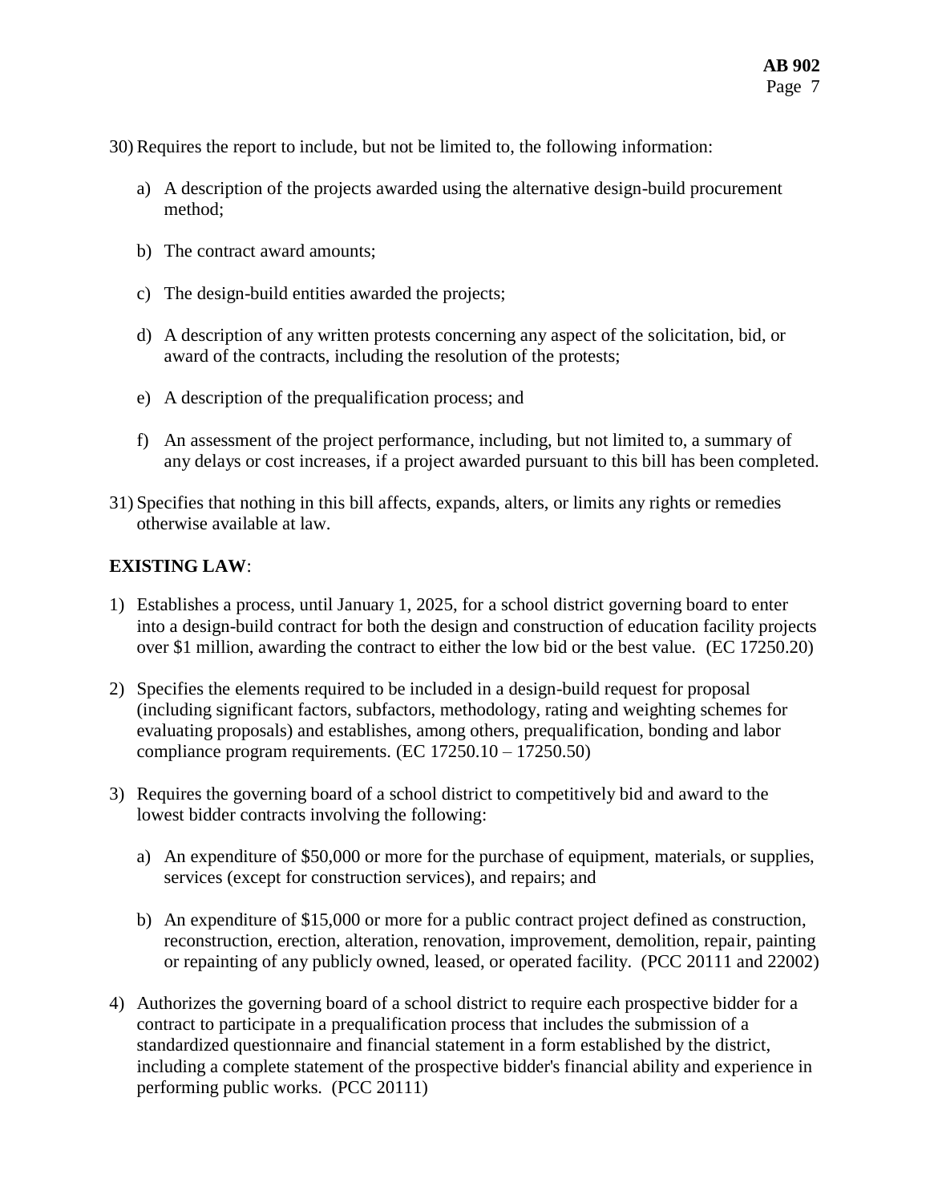30) Requires the report to include, but not be limited to, the following information:

   a) A description of the projects awarded using the alternative design-build procurement method;

   b) The contract award amounts;

   c) The design-build entities awarded the projects;

   d) A description of any written protests concerning any aspect of the solicitation, bid, or award of the contracts, including the resolution of the protests;

   e) A description of the prequalification process; and

   f) An assessment of the project performance, including, but not limited to, a summary of any delays or cost increases, if a project awarded pursuant to this bill has been completed.

31) Specifies that nothing in this bill affects, expands, alters, or limits any rights or remedies otherwise available at law.

**EXISTING LAW**:

1) Establishes a process, until January 1, 2025, for a school district governing board to enter into a design-build contract for both the design and construction of education facility projects over $1 million, awarding the contract to either the low bid or the best value. (EC 17250.20)

2) Specifies the elements required to be included in a design-build request for proposal (including significant factors, subfactors, methodology, rating and weighting schemes for evaluating proposals) and establishes, among others, prequalification, bonding and labor compliance program requirements. (EC 17250.10 – 17250.50)

3) Requires the governing board of a school district to competitively bid and award to the lowest bidder contracts involving the following:

   a) An expenditure of $50,000 or more for the purchase of equipment, materials, or supplies, services (except for construction services), and repairs; and

   b) An expenditure of $15,000 or more for a public contract project defined as construction, reconstruction, erection, alteration, renovation, improvement, demolition, repair, painting or repainting of any publicly owned, leased, or operated facility. (PCC 20111 and 22002)

4) Authorizes the governing board of a school district to require each prospective bidder for a contract to participate in a prequalification process that includes the submission of a standardized questionnaire and financial statement in a form established by the district, including a complete statement of the prospective bidder's financial ability and experience in performing public works. (PCC 20111)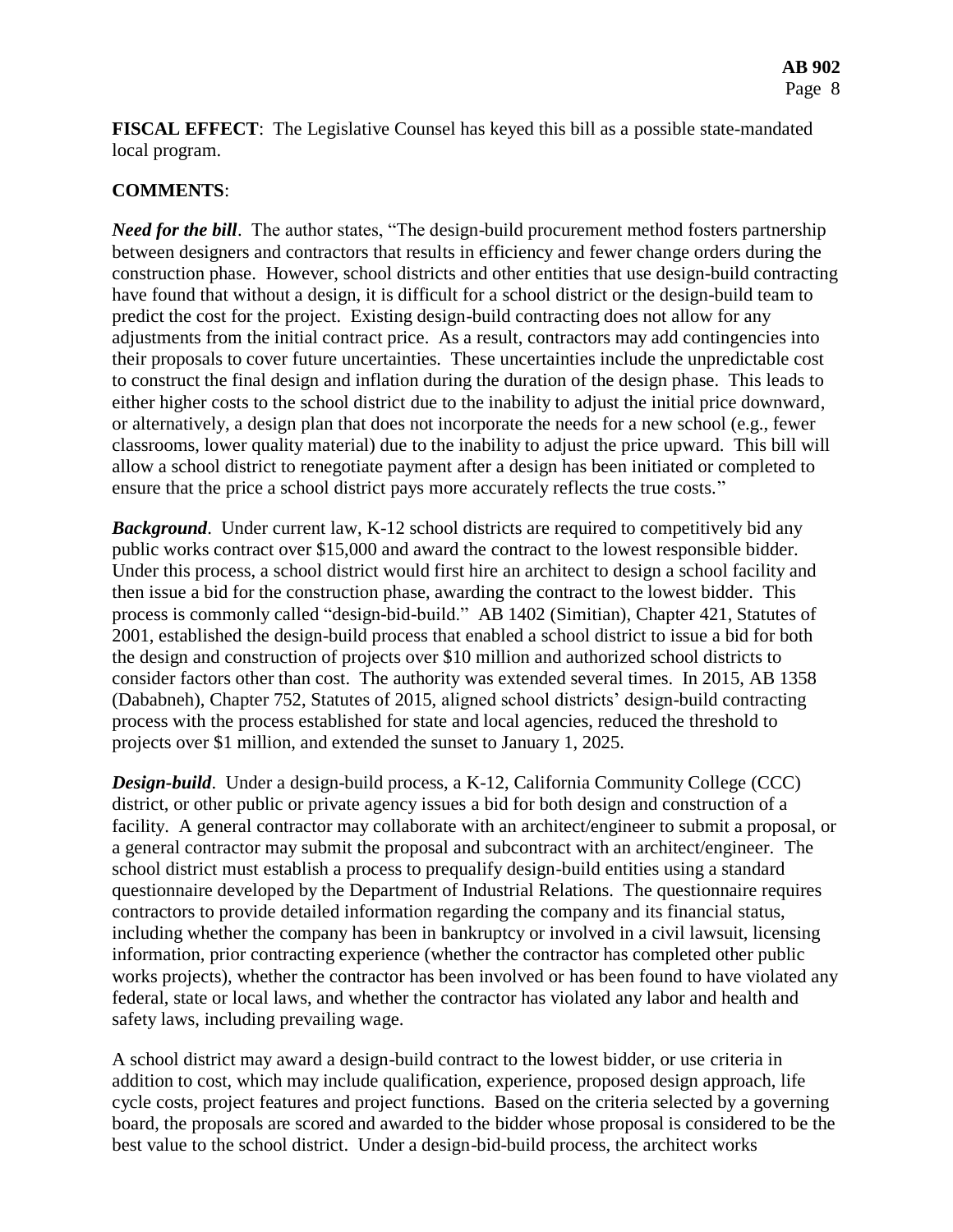**FISCAL EFFECT**: The Legislative Counsel has keyed this bill as a possible state-mandated local program.

**COMMENTS**:

***Need for the bill***. The author states, "The design-build procurement method fosters partnership between designers and contractors that results in efficiency and fewer change orders during the construction phase. However, school districts and other entities that use design-build contracting have found that without a design, it is difficult for a school district or the design-build team to predict the cost for the project. Existing design-build contracting does not allow for any adjustments from the initial contract price. As a result, contractors may add contingencies into their proposals to cover future uncertainties. These uncertainties include the unpredictable cost to construct the final design and inflation during the duration of the design phase. This leads to either higher costs to the school district due to the inability to adjust the initial price downward, or alternatively, a design plan that does not incorporate the needs for a new school (e.g., fewer classrooms, lower quality material) due to the inability to adjust the price upward. This bill will allow a school district to renegotiate payment after a design has been initiated or completed to ensure that the price a school district pays more accurately reflects the true costs."

***Background***. Under current law, K-12 school districts are required to competitively bid any public works contract over $15,000 and award the contract to the lowest responsible bidder. Under this process, a school district would first hire an architect to design a school facility and then issue a bid for the construction phase, awarding the contract to the lowest bidder. This process is commonly called "design-bid-build." AB 1402 (Simitian), Chapter 421, Statutes of 2001, established the design-build process that enabled a school district to issue a bid for both the design and construction of projects over $10 million and authorized school districts to consider factors other than cost. The authority was extended several times. In 2015, AB 1358 (Dababneh), Chapter 752, Statutes of 2015, aligned school districts' design-build contracting process with the process established for state and local agencies, reduced the threshold to projects over $1 million, and extended the sunset to January 1, 2025.

***Design-build***. Under a design-build process, a K-12, California Community College (CCC) district, or other public or private agency issues a bid for both design and construction of a facility. A general contractor may collaborate with an architect/engineer to submit a proposal, or a general contractor may submit the proposal and subcontract with an architect/engineer. The school district must establish a process to prequalify design-build entities using a standard questionnaire developed by the Department of Industrial Relations. The questionnaire requires contractors to provide detailed information regarding the company and its financial status, including whether the company has been in bankruptcy or involved in a civil lawsuit, licensing information, prior contracting experience (whether the contractor has completed other public works projects), whether the contractor has been involved or has been found to have violated any federal, state or local laws, and whether the contractor has violated any labor and health and safety laws, including prevailing wage.

A school district may award a design-build contract to the lowest bidder, or use criteria in addition to cost, which may include qualification, experience, proposed design approach, life cycle costs, project features and project functions. Based on the criteria selected by a governing board, the proposals are scored and awarded to the bidder whose proposal is considered to be the best value to the school district. Under a design-bid-build process, the architect works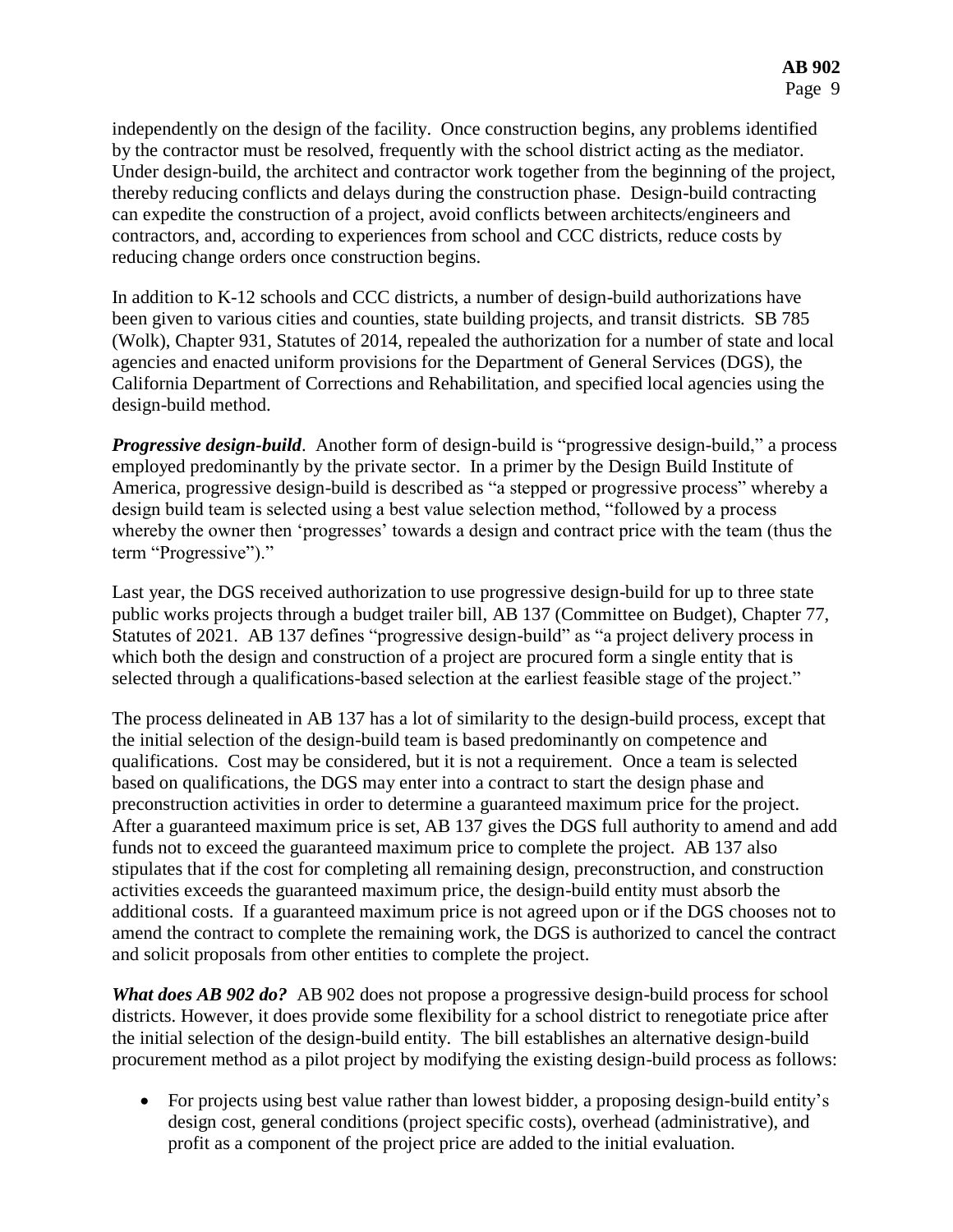independently on the design of the facility. Once construction begins, any problems identified by the contractor must be resolved, frequently with the school district acting as the mediator. Under design-build, the architect and contractor work together from the beginning of the project, thereby reducing conflicts and delays during the construction phase. Design-build contracting can expedite the construction of a project, avoid conflicts between architects/engineers and contractors, and, according to experiences from school and CCC districts, reduce costs by reducing change orders once construction begins.

In addition to K-12 schools and CCC districts, a number of design-build authorizations have been given to various cities and counties, state building projects, and transit districts. SB 785 (Wolk), Chapter 931, Statutes of 2014, repealed the authorization for a number of state and local agencies and enacted uniform provisions for the Department of General Services (DGS), the California Department of Corrections and Rehabilitation, and specified local agencies using the design-build method.

***Progressive design-build***. Another form of design-build is "progressive design-build," a process employed predominantly by the private sector. In a primer by the Design Build Institute of America, progressive design-build is described as "a stepped or progressive process" whereby a design build team is selected using a best value selection method, "followed by a process whereby the owner then 'progresses' towards a design and contract price with the team (thus the term "Progressive")."

Last year, the DGS received authorization to use progressive design-build for up to three state public works projects through a budget trailer bill, AB 137 (Committee on Budget), Chapter 77, Statutes of 2021. AB 137 defines "progressive design-build" as "a project delivery process in which both the design and construction of a project are procured form a single entity that is selected through a qualifications-based selection at the earliest feasible stage of the project."

The process delineated in AB 137 has a lot of similarity to the design-build process, except that the initial selection of the design-build team is based predominantly on competence and qualifications. Cost may be considered, but it is not a requirement. Once a team is selected based on qualifications, the DGS may enter into a contract to start the design phase and preconstruction activities in order to determine a guaranteed maximum price for the project. After a guaranteed maximum price is set, AB 137 gives the DGS full authority to amend and add funds not to exceed the guaranteed maximum price to complete the project. AB 137 also stipulates that if the cost for completing all remaining design, preconstruction, and construction activities exceeds the guaranteed maximum price, the design-build entity must absorb the additional costs. If a guaranteed maximum price is not agreed upon or if the DGS chooses not to amend the contract to complete the remaining work, the DGS is authorized to cancel the contract and solicit proposals from other entities to complete the project.

***What does AB 902 do?*** AB 902 does not propose a progressive design-build process for school districts. However, it does provide some flexibility for a school district to renegotiate price after the initial selection of the design-build entity. The bill establishes an alternative design-build procurement method as a pilot project by modifying the existing design-build process as follows:

- For projects using best value rather than lowest bidder, a proposing design-build entity's design cost, general conditions (project specific costs), overhead (administrative), and profit as a component of the project price are added to the initial evaluation.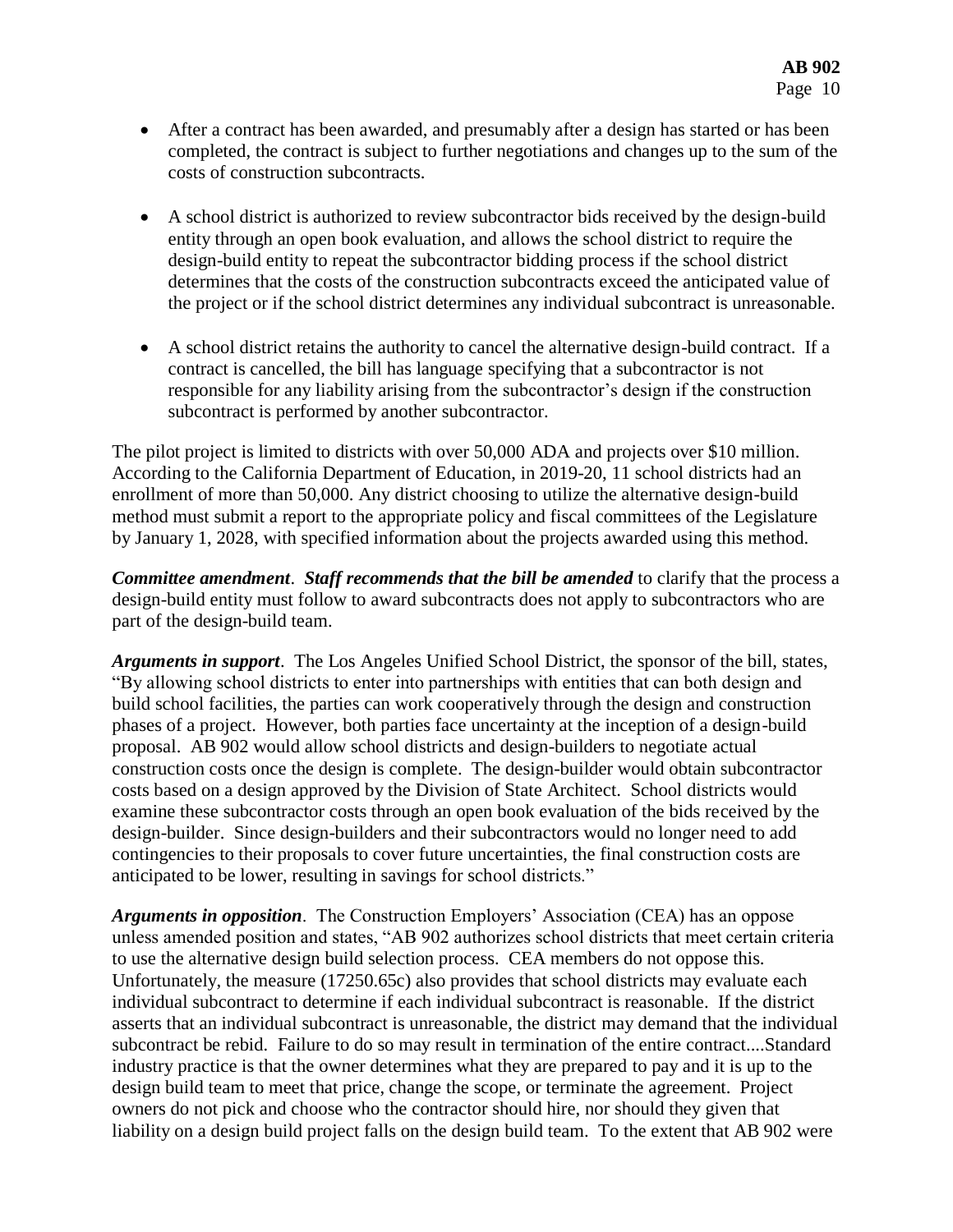- After a contract has been awarded, and presumably after a design has started or has been completed, the contract is subject to further negotiations and changes up to the sum of the costs of construction subcontracts.

- A school district is authorized to review subcontractor bids received by the design-build entity through an open book evaluation, and allows the school district to require the design-build entity to repeat the subcontractor bidding process if the school district determines that the costs of the construction subcontracts exceed the anticipated value of the project or if the school district determines any individual subcontract is unreasonable.

- A school district retains the authority to cancel the alternative design-build contract. If a contract is cancelled, the bill has language specifying that a subcontractor is not responsible for any liability arising from the subcontractor's design if the construction subcontract is performed by another subcontractor.

The pilot project is limited to districts with over 50,000 ADA and projects over $10 million. According to the California Department of Education, in 2019-20, 11 school districts had an enrollment of more than 50,000. Any district choosing to utilize the alternative design-build method must submit a report to the appropriate policy and fiscal committees of the Legislature by January 1, 2028, with specified information about the projects awarded using this method.

***Committee amendment***. ***Staff recommends that the bill be amended*** to clarify that the process a design-build entity must follow to award subcontracts does not apply to subcontractors who are part of the design-build team.

***Arguments in support***. The Los Angeles Unified School District, the sponsor of the bill, states, "By allowing school districts to enter into partnerships with entities that can both design and build school facilities, the parties can work cooperatively through the design and construction phases of a project. However, both parties face uncertainty at the inception of a design-build proposal. AB 902 would allow school districts and design-builders to negotiate actual construction costs once the design is complete. The design-builder would obtain subcontractor costs based on a design approved by the Division of State Architect. School districts would examine these subcontractor costs through an open book evaluation of the bids received by the design-builder. Since design-builders and their subcontractors would no longer need to add contingencies to their proposals to cover future uncertainties, the final construction costs are anticipated to be lower, resulting in savings for school districts."

***Arguments in opposition***. The Construction Employers' Association (CEA) has an oppose unless amended position and states, "AB 902 authorizes school districts that meet certain criteria to use the alternative design build selection process. CEA members do not oppose this. Unfortunately, the measure (17250.65c) also provides that school districts may evaluate each individual subcontract to determine if each individual subcontract is reasonable. If the district asserts that an individual subcontract is unreasonable, the district may demand that the individual subcontract be rebid. Failure to do so may result in termination of the entire contract....Standard industry practice is that the owner determines what they are prepared to pay and it is up to the design build team to meet that price, change the scope, or terminate the agreement. Project owners do not pick and choose who the contractor should hire, nor should they given that liability on a design build project falls on the design build team. To the extent that AB 902 were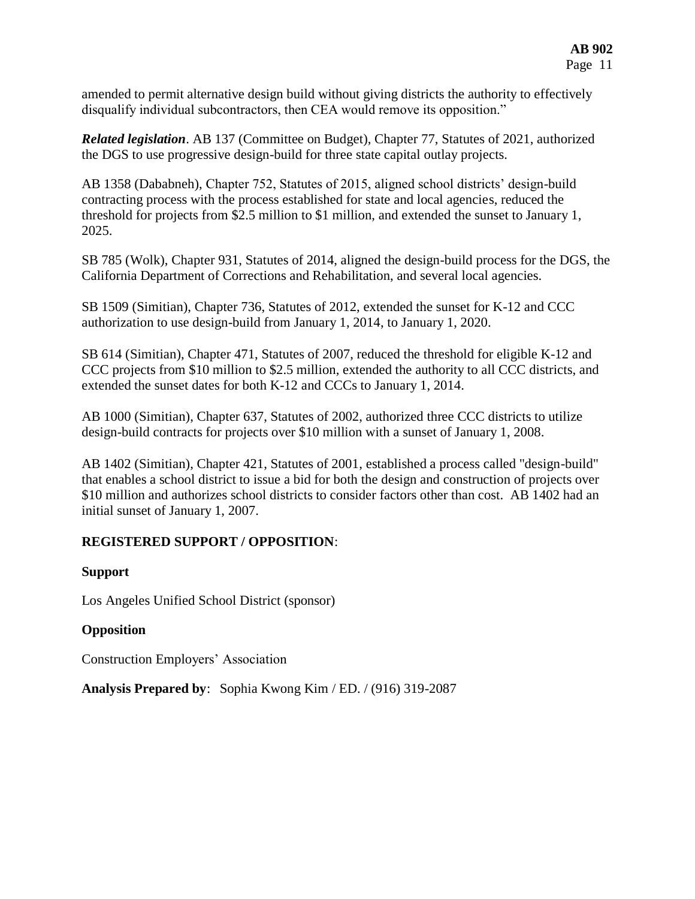amended to permit alternative design build without giving districts the authority to effectively disqualify individual subcontractors, then CEA would remove its opposition."

***Related legislation***. AB 137 (Committee on Budget), Chapter 77, Statutes of 2021, authorized the DGS to use progressive design-build for three state capital outlay projects.

AB 1358 (Dababneh), Chapter 752, Statutes of 2015, aligned school districts' design-build contracting process with the process established for state and local agencies, reduced the threshold for projects from $2.5 million to $1 million, and extended the sunset to January 1, 2025.

SB 785 (Wolk), Chapter 931, Statutes of 2014, aligned the design-build process for the DGS, the California Department of Corrections and Rehabilitation, and several local agencies.

SB 1509 (Simitian), Chapter 736, Statutes of 2012, extended the sunset for K-12 and CCC authorization to use design-build from January 1, 2014, to January 1, 2020.

SB 614 (Simitian), Chapter 471, Statutes of 2007, reduced the threshold for eligible K-12 and CCC projects from $10 million to $2.5 million, extended the authority to all CCC districts, and extended the sunset dates for both K-12 and CCCs to January 1, 2014.

AB 1000 (Simitian), Chapter 637, Statutes of 2002, authorized three CCC districts to utilize design-build contracts for projects over $10 million with a sunset of January 1, 2008.

AB 1402 (Simitian), Chapter 421, Statutes of 2001, established a process called "design-build" that enables a school district to issue a bid for both the design and construction of projects over $10 million and authorizes school districts to consider factors other than cost. AB 1402 had an initial sunset of January 1, 2007.

## REGISTERED SUPPORT / OPPOSITION:

### Support

Los Angeles Unified School District (sponsor)

### Opposition

Construction Employers' Association

**Analysis Prepared by**: Sophia Kwong Kim / ED. / (916) 319-2087